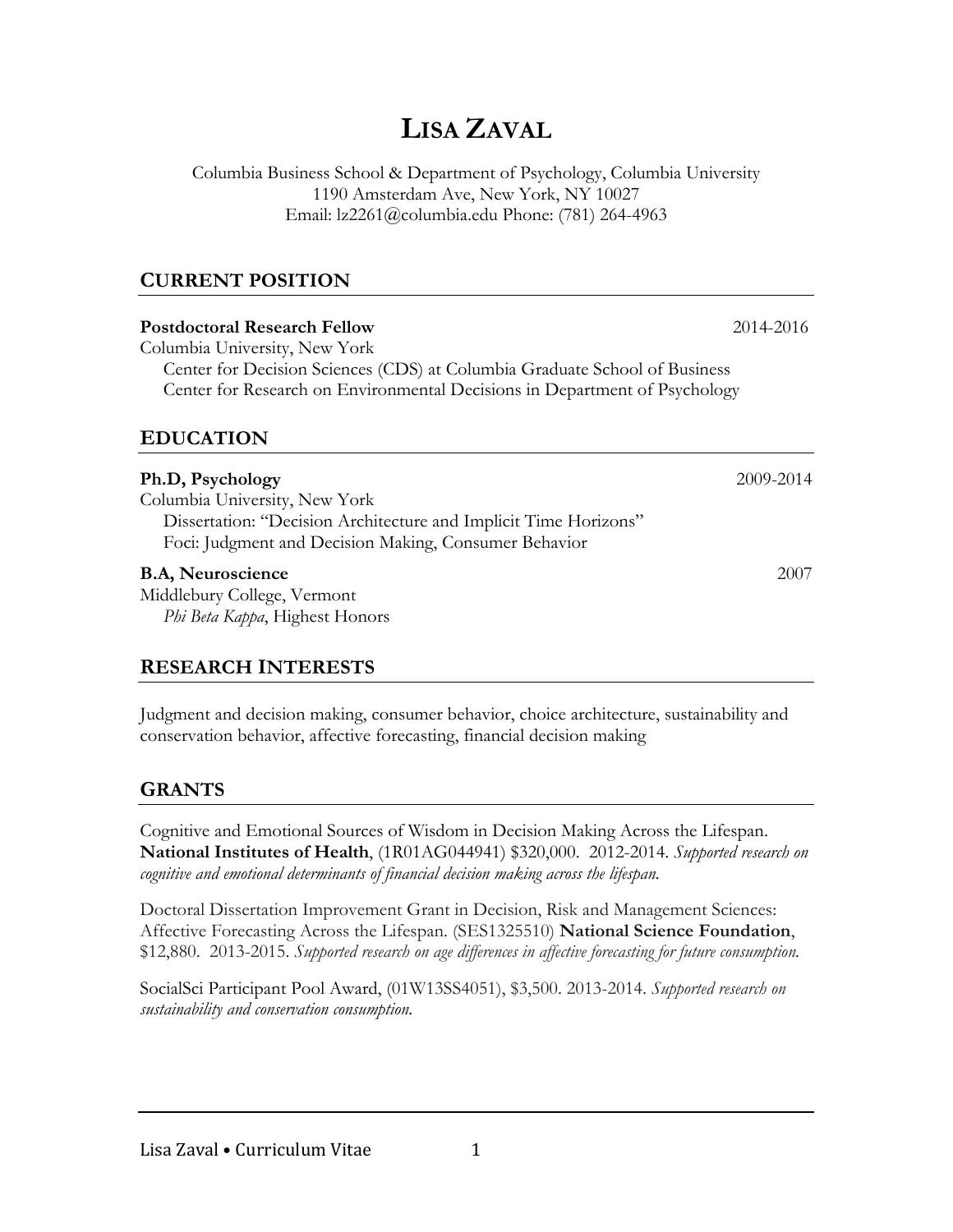# LISA ZAVAL

Columbia Business School & Department of Psychology, Columbia University
1190 Amsterdam Ave, New York, NY 10027
Email: lz2261@columbia.edu Phone: (781) 264-4963

## CURRENT POSITION

**Postdoctoral Research Fellow** 2014-2016
Columbia University, New York
Center for Decision Sciences (CDS) at Columbia Graduate School of Business
Center for Research on Environmental Decisions in Department of Psychology

## EDUCATION

**Ph.D, Psychology** 2009-2014
Columbia University, New York
Dissertation: "Decision Architecture and Implicit Time Horizons"
Foci: Judgment and Decision Making, Consumer Behavior

**B.A, Neuroscience** 2007
Middlebury College, Vermont
*Phi Beta Kappa*, Highest Honors

## RESEARCH INTERESTS

Judgment and decision making, consumer behavior, choice architecture, sustainability and conservation behavior, affective forecasting, financial decision making

## GRANTS

Cognitive and Emotional Sources of Wisdom in Decision Making Across the Lifespan. **National Institutes of Health**, (1R01AG044941) $320,000. 2012-2014. *Supported research on cognitive and emotional determinants of financial decision making across the lifespan.*

Doctoral Dissertation Improvement Grant in Decision, Risk and Management Sciences: Affective Forecasting Across the Lifespan. (SES1325510) **National Science Foundation**, $12,880. 2013-2015. *Supported research on age differences in affective forecasting for future consumption.*

SocialSci Participant Pool Award, (01W13SS4051), $3,500. 2013-2014. *Supported research on sustainability and conservation consumption.*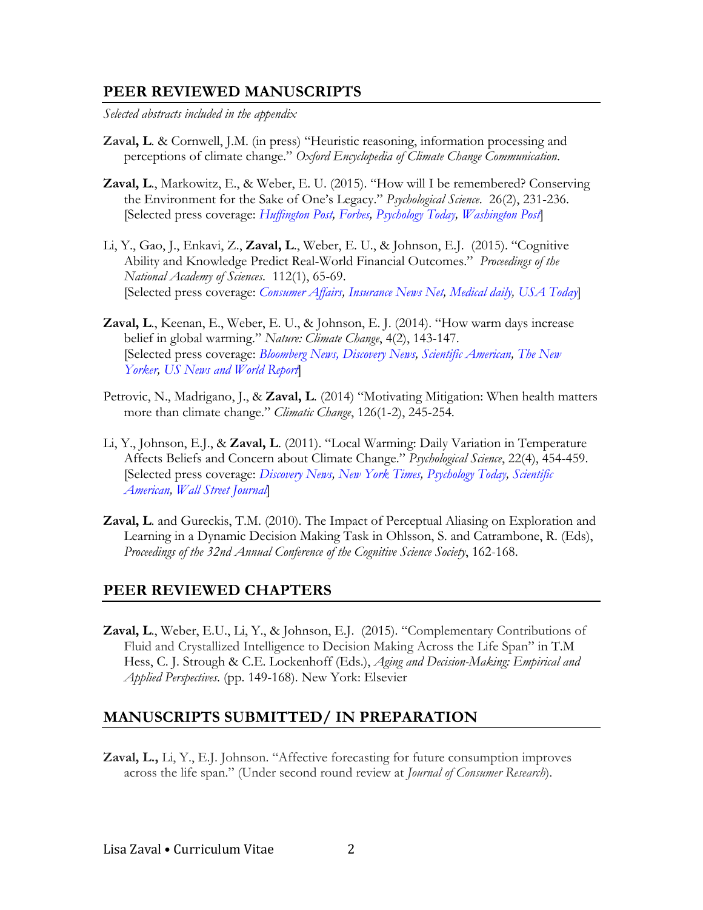## PEER REVIEWED MANUSCRIPTS

*Selected abstracts included in the appendix*

**Zaval, L**. & Cornwell, J.M. (in press) "Heuristic reasoning, information processing and perceptions of climate change." *Oxford Encyclopedia of Climate Change Communication*.

**Zaval, L**., Markowitz, E., & Weber, E. U. (2015). "How will I be remembered? Conserving the Environment for the Sake of One's Legacy." *Psychological Science*. 26(2), 231-236. [Selected press coverage: *Huffington Post, Forbes, Psychology Today, Washington Post*]

Li, Y., Gao, J., Enkavi, Z., **Zaval, L**., Weber, E. U., & Johnson, E.J. (2015). "Cognitive Ability and Knowledge Predict Real-World Financial Outcomes." *Proceedings of the National Academy of Sciences*. 112(1), 65-69. [Selected press coverage: *Consumer Affairs, Insurance News Net, Medical daily, USA Today*]

**Zaval, L**., Keenan, E., Weber, E. U., & Johnson, E. J. (2014). "How warm days increase belief in global warming." *Nature: Climate Change*, 4(2), 143-147. [Selected press coverage: *Bloomberg News, Discovery News, Scientific American, The New Yorker, US News and World Report*]

Petrovic, N., Madrigano, J., & **Zaval, L**. (2014) "Motivating Mitigation: When health matters more than climate change." *Climatic Change*, 126(1-2), 245-254.

Li, Y., Johnson, E.J., & **Zaval, L**. (2011). "Local Warming: Daily Variation in Temperature Affects Beliefs and Concern about Climate Change." *Psychological Science*, 22(4), 454-459. [Selected press coverage: *Discovery News, New York Times, Psychology Today, Scientific American, Wall Street Journal*]

**Zaval, L**. and Gureckis, T.M. (2010). The Impact of Perceptual Aliasing on Exploration and Learning in a Dynamic Decision Making Task in Ohlsson, S. and Catrambone, R. (Eds), *Proceedings of the 32nd Annual Conference of the Cognitive Science Society*, 162-168.

## PEER REVIEWED CHAPTERS

**Zaval, L**., Weber, E.U., Li, Y., & Johnson, E.J. (2015). "Complementary Contributions of Fluid and Crystallized Intelligence to Decision Making Across the Life Span" in T.M Hess, C. J. Strough & C.E. Lockenhoff (Eds.), *Aging and Decision-Making: Empirical and Applied Perspectives*. (pp. 149-168). New York: Elsevier

## MANUSCRIPTS SUBMITTED/ IN PREPARATION

**Zaval, L.,** Li, Y., E.J. Johnson. "Affective forecasting for future consumption improves across the life span." (Under second round review at *Journal of Consumer Research*).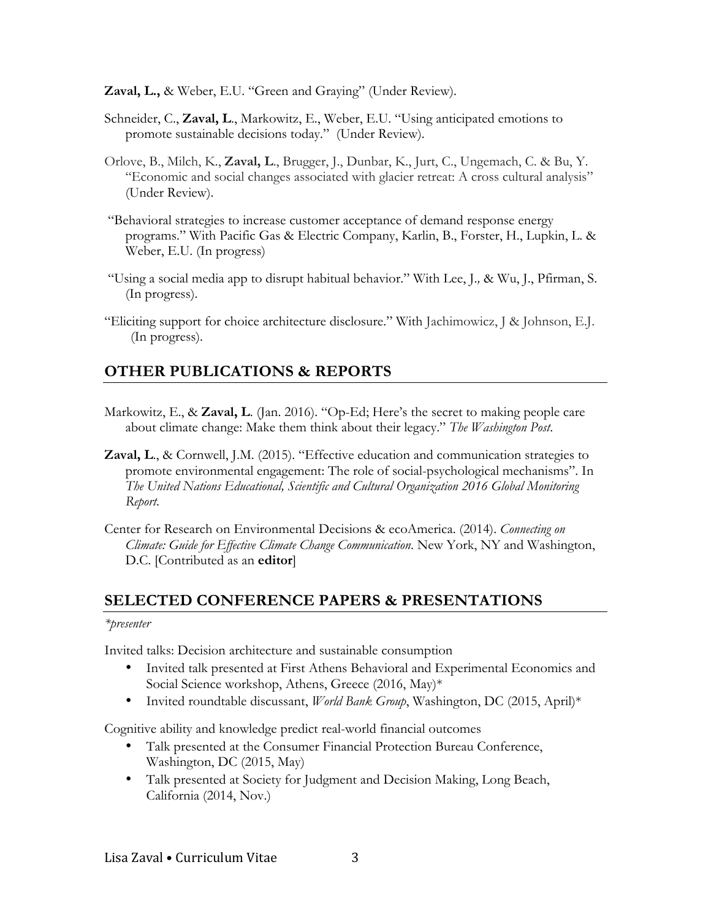**Zaval, L.,** & Weber, E.U. "Green and Graying" (Under Review).

Schneider, C., **Zaval, L**., Markowitz, E., Weber, E.U. "Using anticipated emotions to promote sustainable decisions today." (Under Review).

Orlove, B., Milch, K., **Zaval, L**., Brugger, J., Dunbar, K., Jurt, C., Ungemach, C. & Bu, Y. "Economic and social changes associated with glacier retreat: A cross cultural analysis" (Under Review).

"Behavioral strategies to increase customer acceptance of demand response energy programs." With Pacific Gas & Electric Company, Karlin, B., Forster, H., Lupkin, L. & Weber, E.U. (In progress)

"Using a social media app to disrupt habitual behavior." With Lee, J., & Wu, J., Pfirman, S. (In progress).

"Eliciting support for choice architecture disclosure." With Jachimowicz, J & Johnson, E.J. (In progress).

## OTHER PUBLICATIONS & REPORTS

Markowitz, E., & **Zaval, L**. (Jan. 2016). "Op-Ed; Here's the secret to making people care about climate change: Make them think about their legacy." *The Washington Post*.

**Zaval, L**., & Cornwell, J.M. (2015). "Effective education and communication strategies to promote environmental engagement: The role of social-psychological mechanisms". In *The United Nations Educational, Scientific and Cultural Organization 2016 Global Monitoring Report*.

Center for Research on Environmental Decisions & ecoAmerica. (2014). *Connecting on Climate: Guide for Effective Climate Change Communication*. New York, NY and Washington, D.C. [Contributed as an **editor**]

## SELECTED CONFERENCE PAPERS & PRESENTATIONS

*\*presenter*

Invited talks: Decision architecture and sustainable consumption

- Invited talk presented at First Athens Behavioral and Experimental Economics and Social Science workshop, Athens, Greece (2016, May)*
- Invited roundtable discussant, *World Bank Group*, Washington, DC (2015, April)*

Cognitive ability and knowledge predict real-world financial outcomes

- Talk presented at the Consumer Financial Protection Bureau Conference, Washington, DC (2015, May)
- Talk presented at Society for Judgment and Decision Making, Long Beach, California (2014, Nov.)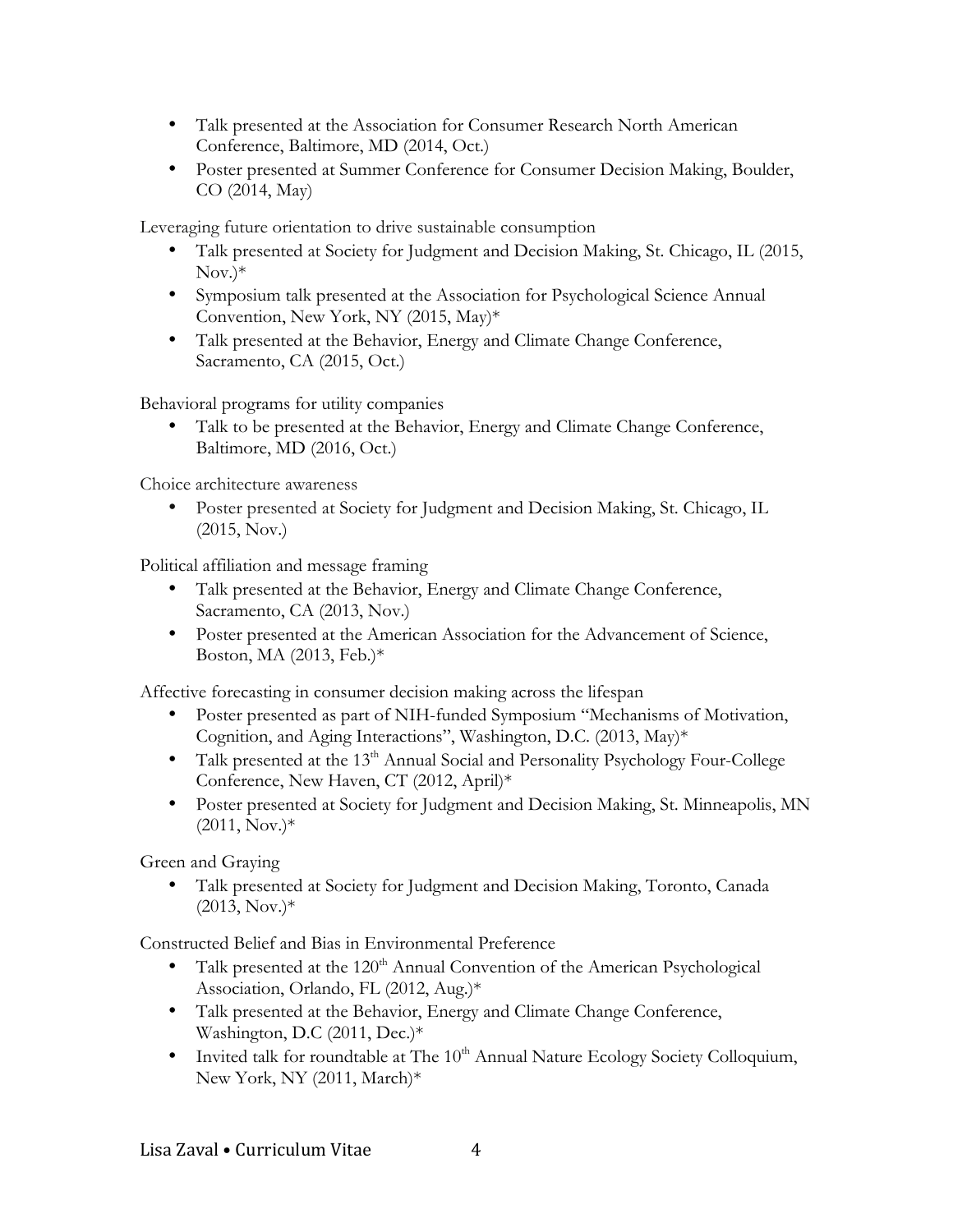- Talk presented at the Association for Consumer Research North American Conference, Baltimore, MD (2014, Oct.)
- Poster presented at Summer Conference for Consumer Decision Making, Boulder, CO (2014, May)

Leveraging future orientation to drive sustainable consumption

- Talk presented at Society for Judgment and Decision Making, St. Chicago, IL (2015, Nov.)*
- Symposium talk presented at the Association for Psychological Science Annual Convention, New York, NY (2015, May)*
- Talk presented at the Behavior, Energy and Climate Change Conference, Sacramento, CA (2015, Oct.)

Behavioral programs for utility companies

- Talk to be presented at the Behavior, Energy and Climate Change Conference, Baltimore, MD (2016, Oct.)

Choice architecture awareness

- Poster presented at Society for Judgment and Decision Making, St. Chicago, IL (2015, Nov.)

Political affiliation and message framing

- Talk presented at the Behavior, Energy and Climate Change Conference, Sacramento, CA (2013, Nov.)
- Poster presented at the American Association for the Advancement of Science, Boston, MA (2013, Feb.)*

Affective forecasting in consumer decision making across the lifespan

- Poster presented as part of NIH-funded Symposium "Mechanisms of Motivation, Cognition, and Aging Interactions", Washington, D.C. (2013, May)*
- Talk presented at the 13th Annual Social and Personality Psychology Four-College Conference, New Haven, CT (2012, April)*
- Poster presented at Society for Judgment and Decision Making, St. Minneapolis, MN (2011, Nov.)*

Green and Graying

- Talk presented at Society for Judgment and Decision Making, Toronto, Canada (2013, Nov.)*

Constructed Belief and Bias in Environmental Preference

- Talk presented at the 120th Annual Convention of the American Psychological Association, Orlando, FL (2012, Aug.)*
- Talk presented at the Behavior, Energy and Climate Change Conference, Washington, D.C (2011, Dec.)*
- Invited talk for roundtable at The 10th Annual Nature Ecology Society Colloquium, New York, NY (2011, March)*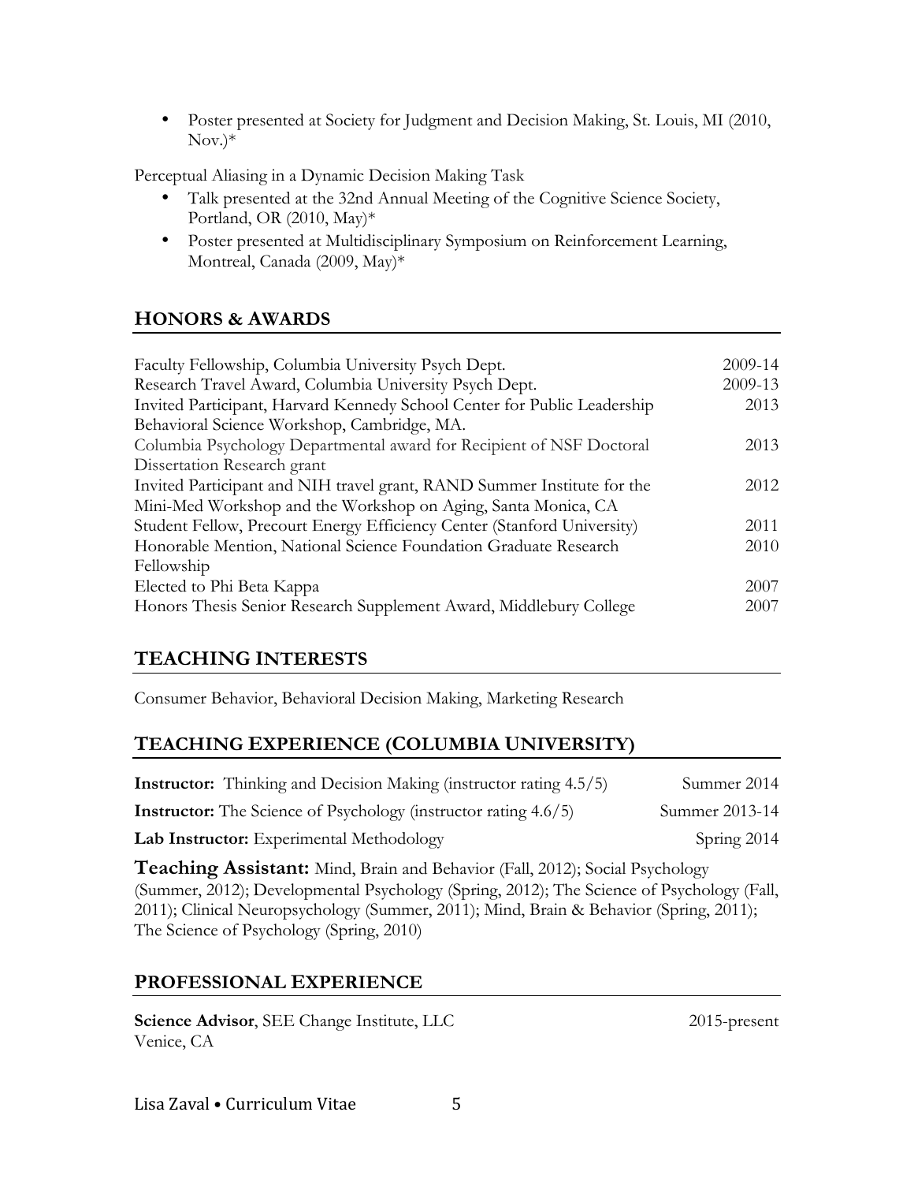- Poster presented at Society for Judgment and Decision Making, St. Louis, MI (2010, Nov.)*

Perceptual Aliasing in a Dynamic Decision Making Task

- Talk presented at the 32nd Annual Meeting of the Cognitive Science Society, Portland, OR (2010, May)*
- Poster presented at Multidisciplinary Symposium on Reinforcement Learning, Montreal, Canada (2009, May)*

## HONORS & AWARDS

| | |
|---|---|
| Faculty Fellowship, Columbia University Psych Dept. | 2009-14 |
| Research Travel Award, Columbia University Psych Dept. | 2009-13 |
| Invited Participant, Harvard Kennedy School Center for Public Leadership Behavioral Science Workshop, Cambridge, MA. | 2013 |
| Columbia Psychology Departmental award for Recipient of NSF Doctoral Dissertation Research grant | 2013 |
| Invited Participant and NIH travel grant, RAND Summer Institute for the Mini-Med Workshop and the Workshop on Aging, Santa Monica, CA | 2012 |
| Student Fellow, Precourt Energy Efficiency Center (Stanford University) | 2011 |
| Honorable Mention, National Science Foundation Graduate Research Fellowship | 2010 |
| Elected to Phi Beta Kappa | 2007 |
| Honors Thesis Senior Research Supplement Award, Middlebury College | 2007 |

## TEACHING INTERESTS

Consumer Behavior, Behavioral Decision Making, Marketing Research

## TEACHING EXPERIENCE (COLUMBIA UNIVERSITY)

| | |
|---|---|
| **Instructor:** Thinking and Decision Making (instructor rating 4.5/5) | Summer 2014 |
| **Instructor:** The Science of Psychology (instructor rating 4.6/5) | Summer 2013-14 |
| **Lab Instructor:** Experimental Methodology | Spring 2014 |

**Teaching Assistant:** Mind, Brain and Behavior (Fall, 2012); Social Psychology (Summer, 2012); Developmental Psychology (Spring, 2012); The Science of Psychology (Fall, 2011); Clinical Neuropsychology (Summer, 2011); Mind, Brain & Behavior (Spring, 2011); The Science of Psychology (Spring, 2010)

## PROFESSIONAL EXPERIENCE

**Science Advisor**, SEE Change Institute, LLC — 2015-present
Venice, CA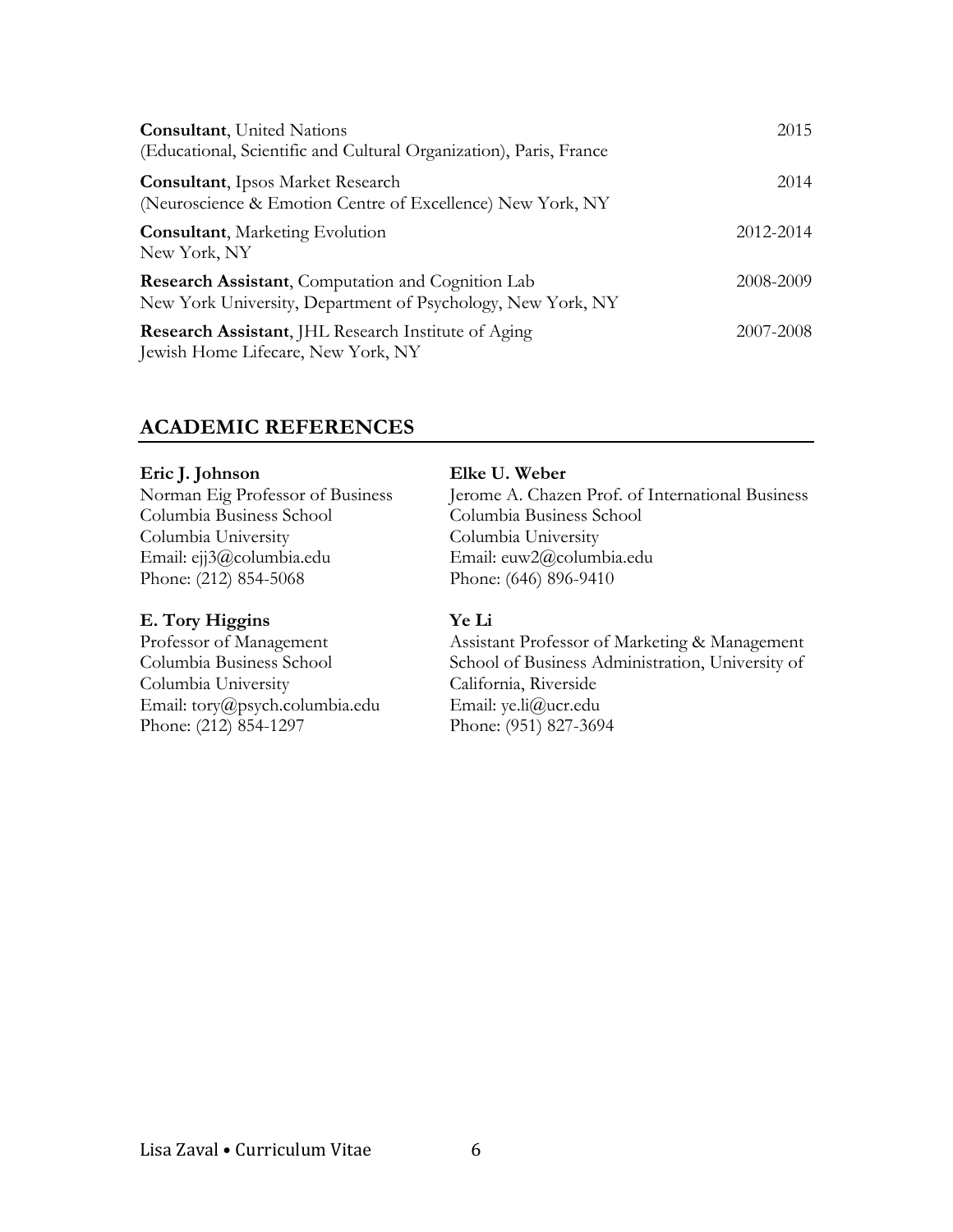**Consultant**, United Nations (Educational, Scientific and Cultural Organization), Paris, France — 2015

**Consultant**, Ipsos Market Research (Neuroscience & Emotion Centre of Excellence) New York, NY — 2014

**Consultant**, Marketing Evolution, New York, NY — 2012-2014

**Research Assistant**, Computation and Cognition Lab, New York University, Department of Psychology, New York, NY — 2008-2009

**Research Assistant**, JHL Research Institute of Aging, Jewish Home Lifecare, New York, NY — 2007-2008

## ACADEMIC REFERENCES

**Eric J. Johnson**
Norman Eig Professor of Business
Columbia Business School
Columbia University
Email: ejj3@columbia.edu
Phone: (212) 854-5068

**Elke U. Weber**
Jerome A. Chazen Prof. of International Business
Columbia Business School
Columbia University
Email: euw2@columbia.edu
Phone: (646) 896-9410

**E. Tory Higgins**
Professor of Management
Columbia Business School
Columbia University
Email: tory@psych.columbia.edu
Phone: (212) 854-1297

**Ye Li**
Assistant Professor of Marketing & Management
School of Business Administration, University of California, Riverside
Email: ye.li@ucr.edu
Phone: (951) 827-3694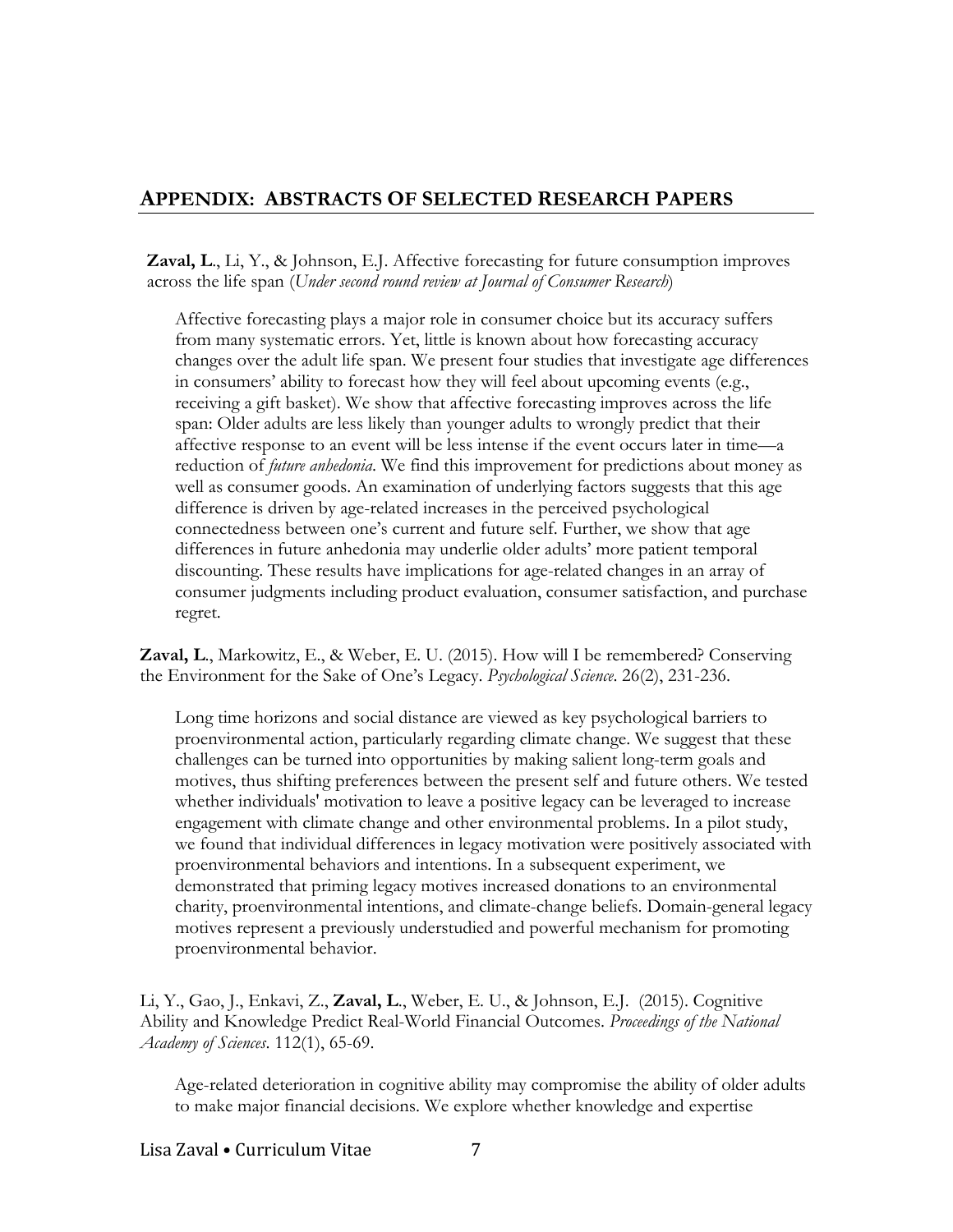## APPENDIX: ABSTRACTS OF SELECTED RESEARCH PAPERS

**Zaval, L.**, Li, Y., & Johnson, E.J. Affective forecasting for future consumption improves across the life span (*Under second round review at Journal of Consumer Research*)

> Affective forecasting plays a major role in consumer choice but its accuracy suffers from many systematic errors. Yet, little is known about how forecasting accuracy changes over the adult life span. We present four studies that investigate age differences in consumers' ability to forecast how they will feel about upcoming events (e.g., receiving a gift basket). We show that affective forecasting improves across the life span: Older adults are less likely than younger adults to wrongly predict that their affective response to an event will be less intense if the event occurs later in time—a reduction of *future anhedonia*. We find this improvement for predictions about money as well as consumer goods. An examination of underlying factors suggests that this age difference is driven by age-related increases in the perceived psychological connectedness between one's current and future self. Further, we show that age differences in future anhedonia may underlie older adults' more patient temporal discounting. These results have implications for age-related changes in an array of consumer judgments including product evaluation, consumer satisfaction, and purchase regret.

**Zaval, L.**, Markowitz, E., & Weber, E. U. (2015). How will I be remembered? Conserving the Environment for the Sake of One's Legacy. *Psychological Science*. 26(2), 231-236.

> Long time horizons and social distance are viewed as key psychological barriers to proenvironmental action, particularly regarding climate change. We suggest that these challenges can be turned into opportunities by making salient long-term goals and motives, thus shifting preferences between the present self and future others. We tested whether individuals' motivation to leave a positive legacy can be leveraged to increase engagement with climate change and other environmental problems. In a pilot study, we found that individual differences in legacy motivation were positively associated with proenvironmental behaviors and intentions. In a subsequent experiment, we demonstrated that priming legacy motives increased donations to an environmental charity, proenvironmental intentions, and climate-change beliefs. Domain-general legacy motives represent a previously understudied and powerful mechanism for promoting proenvironmental behavior.

Li, Y., Gao, J., Enkavi, Z., **Zaval, L.**, Weber, E. U., & Johnson, E.J. (2015). Cognitive Ability and Knowledge Predict Real-World Financial Outcomes. *Proceedings of the National Academy of Sciences*. 112(1), 65-69.

> Age-related deterioration in cognitive ability may compromise the ability of older adults to make major financial decisions. We explore whether knowledge and expertise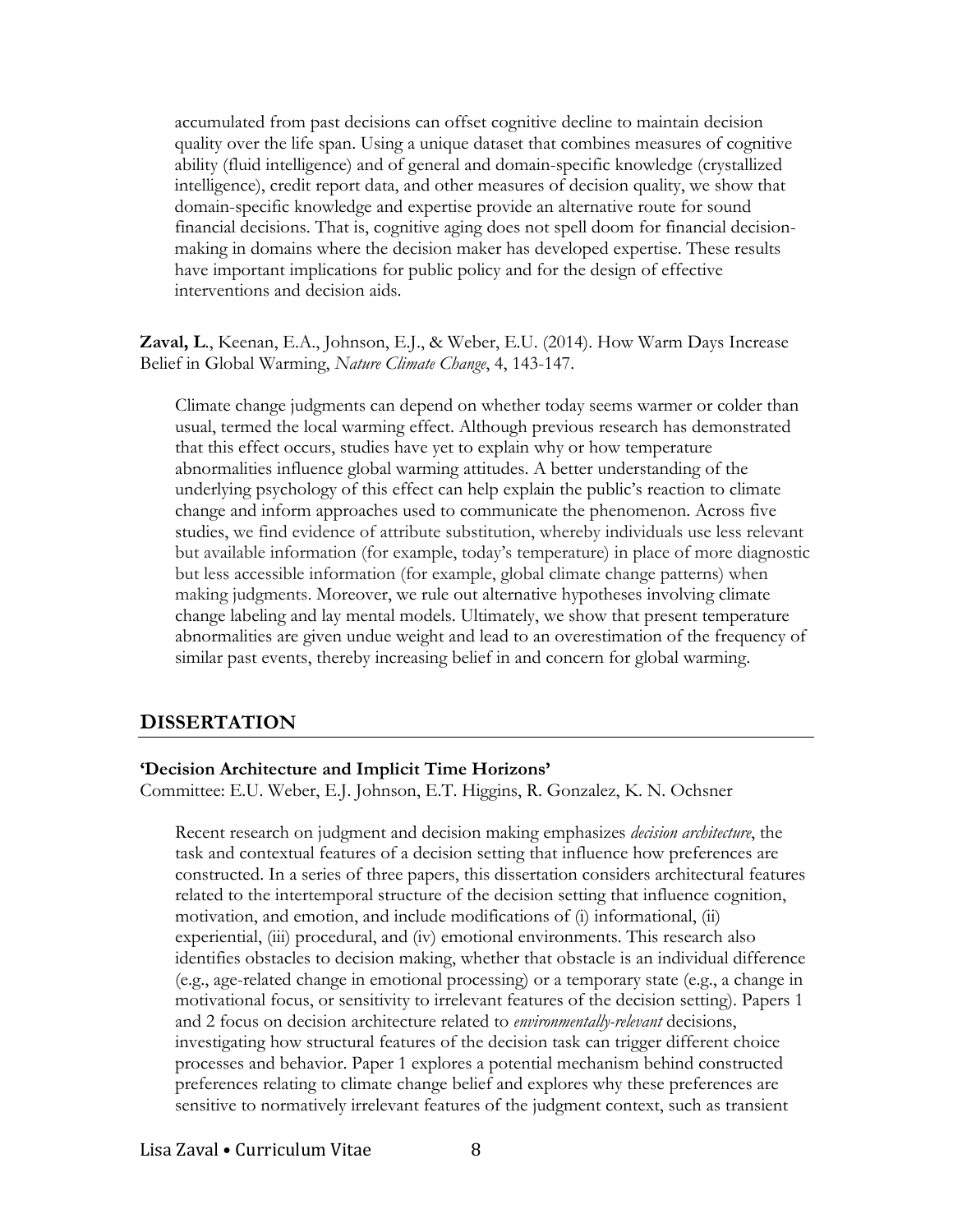accumulated from past decisions can offset cognitive decline to maintain decision quality over the life span. Using a unique dataset that combines measures of cognitive ability (fluid intelligence) and of general and domain-specific knowledge (crystallized intelligence), credit report data, and other measures of decision quality, we show that domain-specific knowledge and expertise provide an alternative route for sound financial decisions. That is, cognitive aging does not spell doom for financial decision-making in domains where the decision maker has developed expertise. These results have important implications for public policy and for the design of effective interventions and decision aids.

**Zaval, L**., Keenan, E.A., Johnson, E.J., & Weber, E.U. (2014). How Warm Days Increase Belief in Global Warming, *Nature Climate Change*, 4, 143-147.

Climate change judgments can depend on whether today seems warmer or colder than usual, termed the local warming effect. Although previous research has demonstrated that this effect occurs, studies have yet to explain why or how temperature abnormalities influence global warming attitudes. A better understanding of the underlying psychology of this effect can help explain the public's reaction to climate change and inform approaches used to communicate the phenomenon. Across five studies, we find evidence of attribute substitution, whereby individuals use less relevant but available information (for example, today's temperature) in place of more diagnostic but less accessible information (for example, global climate change patterns) when making judgments. Moreover, we rule out alternative hypotheses involving climate change labeling and lay mental models. Ultimately, we show that present temperature abnormalities are given undue weight and lead to an overestimation of the frequency of similar past events, thereby increasing belief in and concern for global warming.

## DISSERTATION

**'Decision Architecture and Implicit Time Horizons'**
Committee: E.U. Weber, E.J. Johnson, E.T. Higgins, R. Gonzalez, K. N. Ochsner

Recent research on judgment and decision making emphasizes *decision architecture*, the task and contextual features of a decision setting that influence how preferences are constructed. In a series of three papers, this dissertation considers architectural features related to the intertemporal structure of the decision setting that influence cognition, motivation, and emotion, and include modifications of (i) informational, (ii) experiential, (iii) procedural, and (iv) emotional environments. This research also identifies obstacles to decision making, whether that obstacle is an individual difference (e.g., age-related change in emotional processing) or a temporary state (e.g., a change in motivational focus, or sensitivity to irrelevant features of the decision setting). Papers 1 and 2 focus on decision architecture related to *environmentally-relevant* decisions, investigating how structural features of the decision task can trigger different choice processes and behavior. Paper 1 explores a potential mechanism behind constructed preferences relating to climate change belief and explores why these preferences are sensitive to normatively irrelevant features of the judgment context, such as transient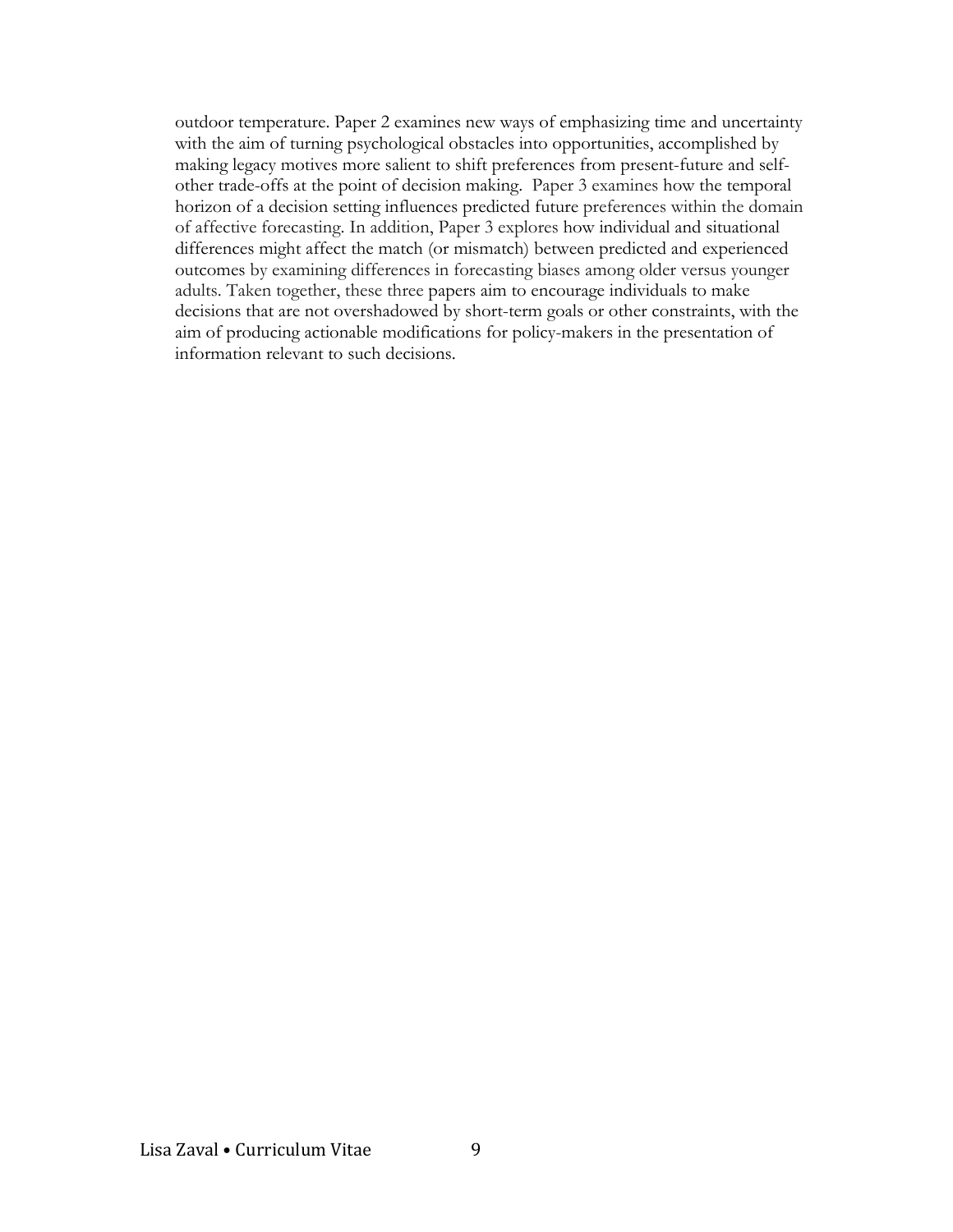outdoor temperature. Paper 2 examines new ways of emphasizing time and uncertainty with the aim of turning psychological obstacles into opportunities, accomplished by making legacy motives more salient to shift preferences from present-future and self-other trade-offs at the point of decision making. Paper 3 examines how the temporal horizon of a decision setting influences predicted future preferences within the domain of affective forecasting. In addition, Paper 3 explores how individual and situational differences might affect the match (or mismatch) between predicted and experienced outcomes by examining differences in forecasting biases among older versus younger adults. Taken together, these three papers aim to encourage individuals to make decisions that are not overshadowed by short-term goals or other constraints, with the aim of producing actionable modifications for policy-makers in the presentation of information relevant to such decisions.